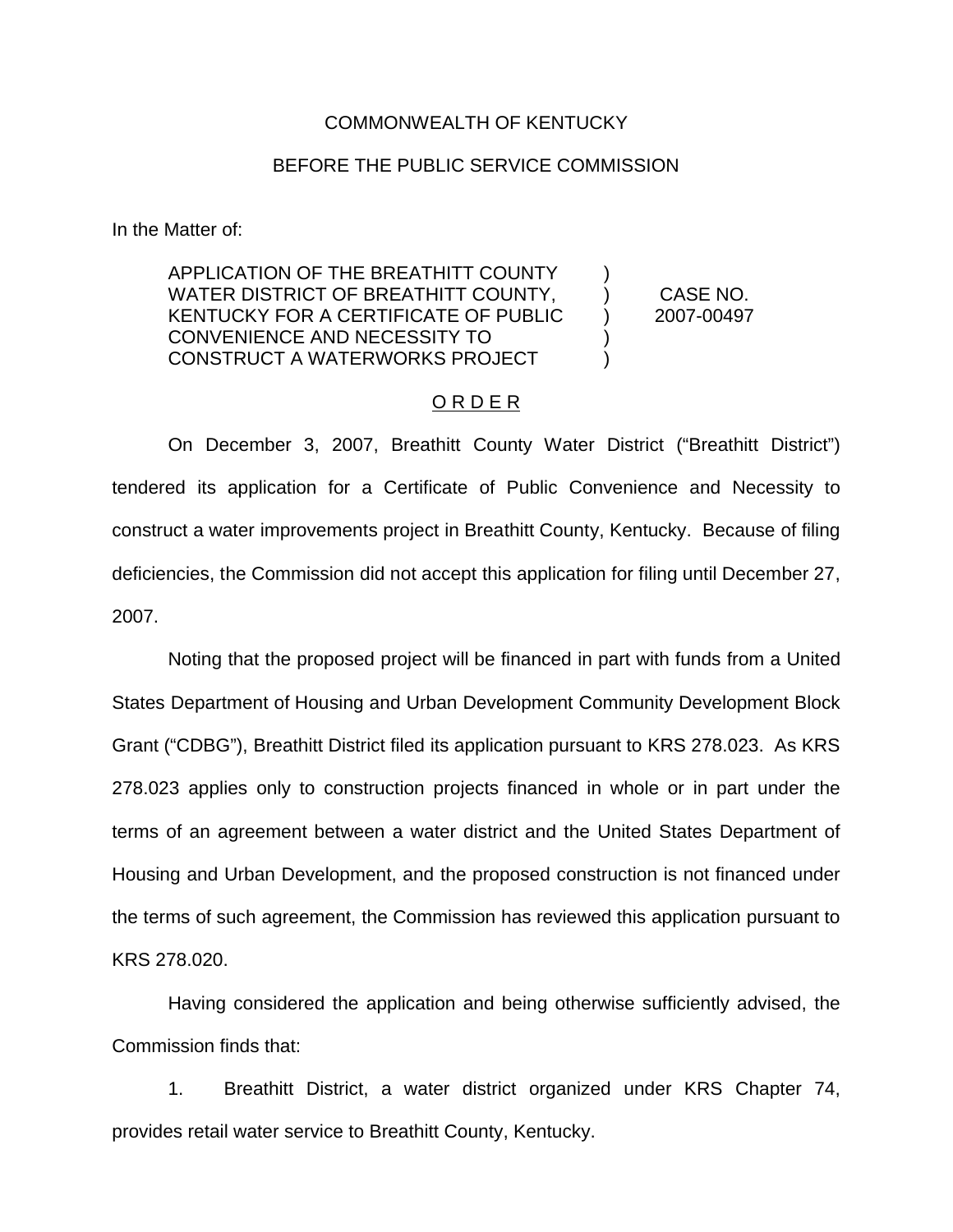COMMONWEALTH OF KENTUCKY

BEFORE THE PUBLIC SERVICE COMMISSION

In the Matter of:

| | | |
|---|---|---|
| APPLICATION OF THE BREATHITT COUNTY WATER DISTRICT OF BREATHITT COUNTY, KENTUCKY FOR A CERTIFICATE OF PUBLIC CONVENIENCE AND NECESSITY TO CONSTRUCT A WATERWORKS PROJECT | ) ) ) ) ) | CASE NO. 2007-00497 |

O R D E R

On December 3, 2007, Breathitt County Water District ("Breathitt District") tendered its application for a Certificate of Public Convenience and Necessity to construct a water improvements project in Breathitt County, Kentucky. Because of filing deficiencies, the Commission did not accept this application for filing until December 27, 2007.

Noting that the proposed project will be financed in part with funds from a United States Department of Housing and Urban Development Community Development Block Grant ("CDBG"), Breathitt District filed its application pursuant to KRS 278.023. As KRS 278.023 applies only to construction projects financed in whole or in part under the terms of an agreement between a water district and the United States Department of Housing and Urban Development, and the proposed construction is not financed under the terms of such agreement, the Commission has reviewed this application pursuant to KRS 278.020.

Having considered the application and being otherwise sufficiently advised, the Commission finds that:

1. Breathitt District, a water district organized under KRS Chapter 74, provides retail water service to Breathitt County, Kentucky.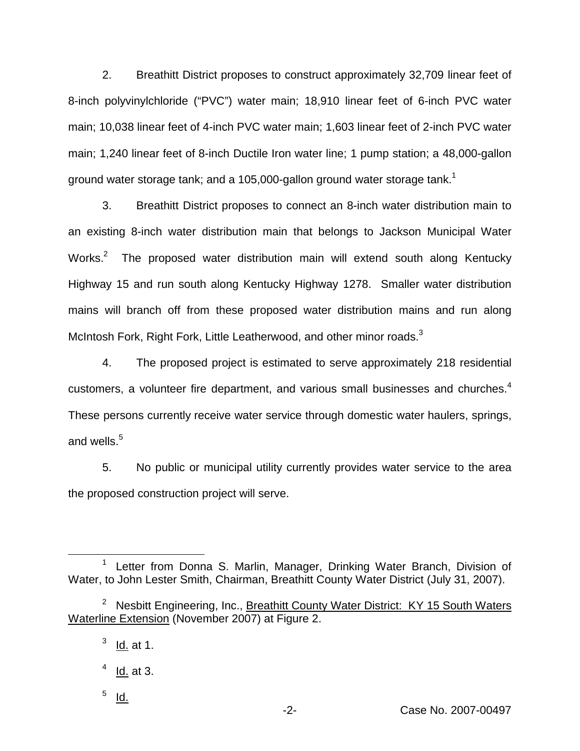2. Breathitt District proposes to construct approximately 32,709 linear feet of 8-inch polyvinylchloride ("PVC") water main; 18,910 linear feet of 6-inch PVC water main; 10,038 linear feet of 4-inch PVC water main; 1,603 linear feet of 2-inch PVC water main; 1,240 linear feet of 8-inch Ductile Iron water line; 1 pump station; a 48,000-gallon ground water storage tank; and a 105,000-gallon ground water storage tank.[1]

3. Breathitt District proposes to connect an 8-inch water distribution main to an existing 8-inch water distribution main that belongs to Jackson Municipal Water Works.[2] The proposed water distribution main will extend south along Kentucky Highway 15 and run south along Kentucky Highway 1278. Smaller water distribution mains will branch off from these proposed water distribution mains and run along McIntosh Fork, Right Fork, Little Leatherwood, and other minor roads.[3]

4. The proposed project is estimated to serve approximately 218 residential customers, a volunteer fire department, and various small businesses and churches.[4] These persons currently receive water service through domestic water haulers, springs, and wells.[5]

5. No public or municipal utility currently provides water service to the area the proposed construction project will serve.

---

[1] Letter from Donna S. Marlin, Manager, Drinking Water Branch, Division of Water, to John Lester Smith, Chairman, Breathitt County Water District (July 31, 2007).

[2] Nesbitt Engineering, Inc., Breathitt County Water District: KY 15 South Waters Waterline Extension (November 2007) at Figure 2.

[3] Id. at 1.

[4] Id. at 3.

[5] Id.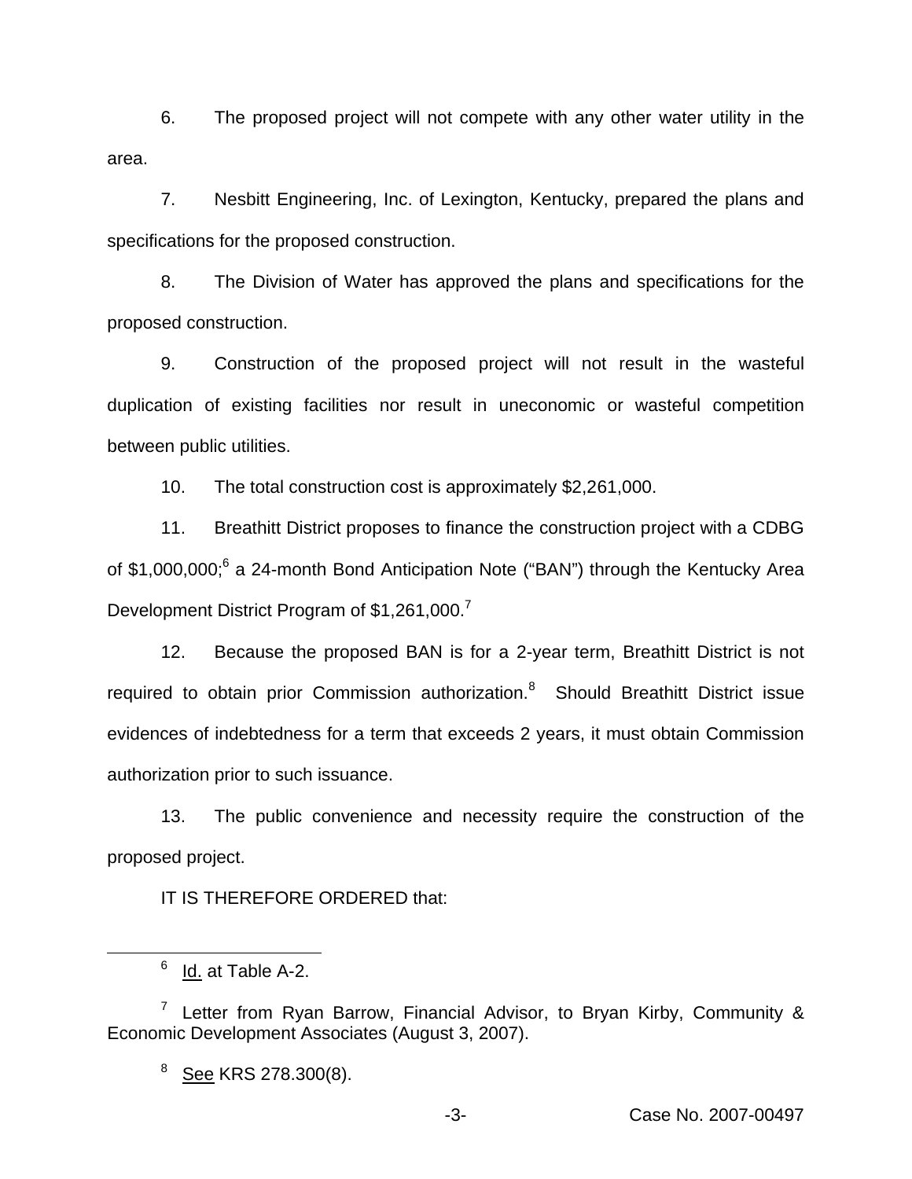6. The proposed project will not compete with any other water utility in the area.

7. Nesbitt Engineering, Inc. of Lexington, Kentucky, prepared the plans and specifications for the proposed construction.

8. The Division of Water has approved the plans and specifications for the proposed construction.

9. Construction of the proposed project will not result in the wasteful duplication of existing facilities nor result in uneconomic or wasteful competition between public utilities.

10. The total construction cost is approximately $2,261,000.

11. Breathitt District proposes to finance the construction project with a CDBG of $1,000,000;[6] a 24-month Bond Anticipation Note ("BAN") through the Kentucky Area Development District Program of $1,261,000.[7]

12. Because the proposed BAN is for a 2-year term, Breathitt District is not required to obtain prior Commission authorization.[8] Should Breathitt District issue evidences of indebtedness for a term that exceeds 2 years, it must obtain Commission authorization prior to such issuance.

13. The public convenience and necessity require the construction of the proposed project.

IT IS THEREFORE ORDERED that:

---

[6] Id. at Table A-2.

[7] Letter from Ryan Barrow, Financial Advisor, to Bryan Kirby, Community & Economic Development Associates (August 3, 2007).

[8] See KRS 278.300(8).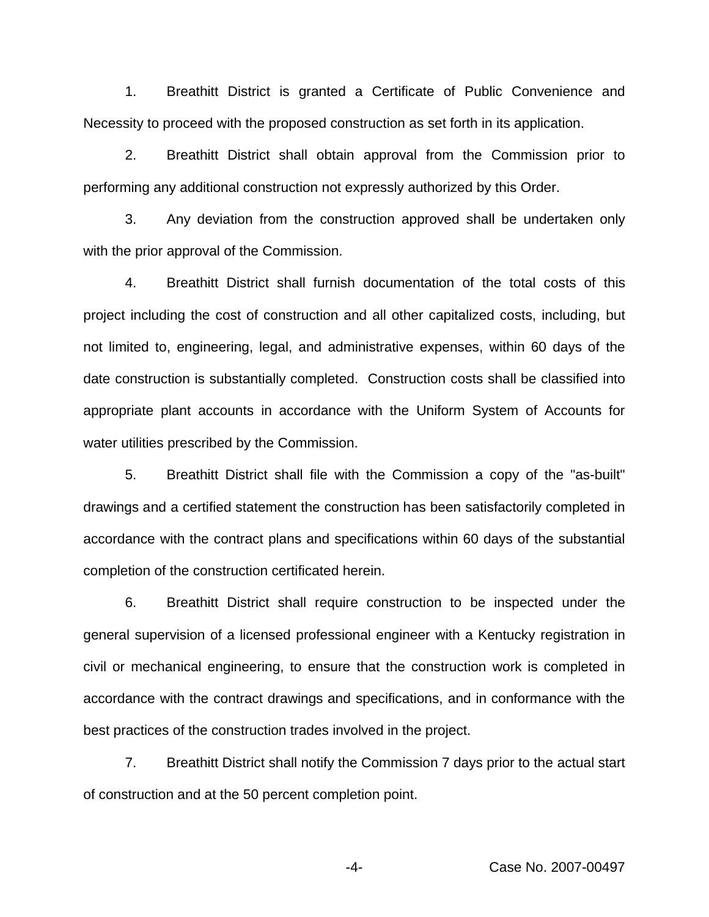1. Breathitt District is granted a Certificate of Public Convenience and Necessity to proceed with the proposed construction as set forth in its application.

2. Breathitt District shall obtain approval from the Commission prior to performing any additional construction not expressly authorized by this Order.

3. Any deviation from the construction approved shall be undertaken only with the prior approval of the Commission.

4. Breathitt District shall furnish documentation of the total costs of this project including the cost of construction and all other capitalized costs, including, but not limited to, engineering, legal, and administrative expenses, within 60 days of the date construction is substantially completed. Construction costs shall be classified into appropriate plant accounts in accordance with the Uniform System of Accounts for water utilities prescribed by the Commission.

5. Breathitt District shall file with the Commission a copy of the "as-built" drawings and a certified statement the construction has been satisfactorily completed in accordance with the contract plans and specifications within 60 days of the substantial completion of the construction certificated herein.

6. Breathitt District shall require construction to be inspected under the general supervision of a licensed professional engineer with a Kentucky registration in civil or mechanical engineering, to ensure that the construction work is completed in accordance with the contract drawings and specifications, and in conformance with the best practices of the construction trades involved in the project.

7. Breathitt District shall notify the Commission 7 days prior to the actual start of construction and at the 50 percent completion point.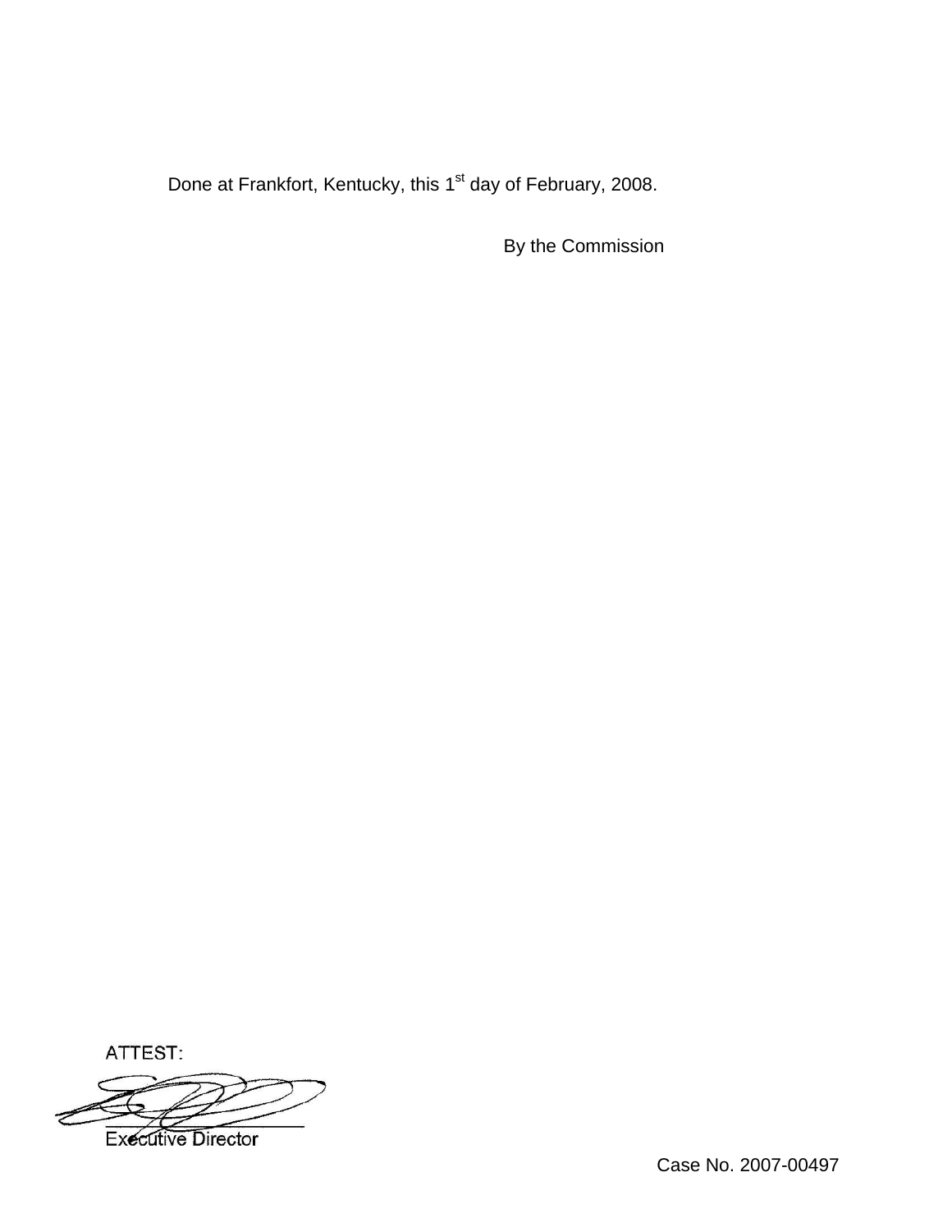Done at Frankfort, Kentucky, this 1st day of February, 2008.

By the Commission

ATTEST:

Executive Director

Case No. 2007-00497